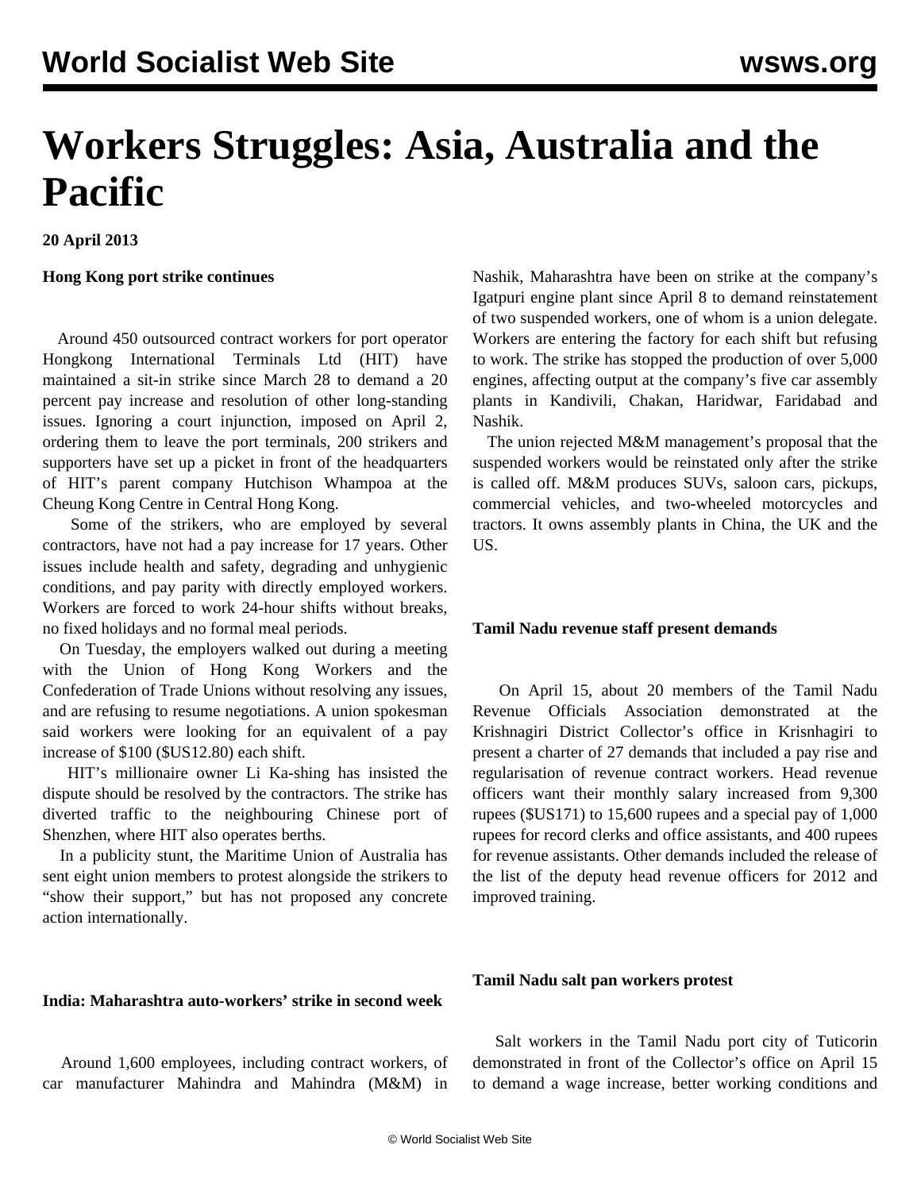# Workers Struggles: Asia, Australia and the Pacific

**20 April 2013**

**Hong Kong port strike continues**

Around 450 outsourced contract workers for port operator Hongkong International Terminals Ltd (HIT) have maintained a sit-in strike since March 28 to demand a 20 percent pay increase and resolution of other long-standing issues. Ignoring a court injunction, imposed on April 2, ordering them to leave the port terminals, 200 strikers and supporters have set up a picket in front of the headquarters of HIT's parent company Hutchison Whampoa at the Cheung Kong Centre in Central Hong Kong.

Some of the strikers, who are employed by several contractors, have not had a pay increase for 17 years. Other issues include health and safety, degrading and unhygienic conditions, and pay parity with directly employed workers. Workers are forced to work 24-hour shifts without breaks, no fixed holidays and no formal meal periods.

On Tuesday, the employers walked out during a meeting with the Union of Hong Kong Workers and the Confederation of Trade Unions without resolving any issues, and are refusing to resume negotiations. A union spokesman said workers were looking for an equivalent of a pay increase of $100 ($US12.80) each shift.

HIT's millionaire owner Li Ka-shing has insisted the dispute should be resolved by the contractors. The strike has diverted traffic to the neighbouring Chinese port of Shenzhen, where HIT also operates berths.

In a publicity stunt, the Maritime Union of Australia has sent eight union members to protest alongside the strikers to "show their support," but has not proposed any concrete action internationally.

**India: Maharashtra auto-workers' strike in second week**

Around 1,600 employees, including contract workers, of car manufacturer Mahindra and Mahindra (M&M) in Nashik, Maharashtra have been on strike at the company's Igatpuri engine plant since April 8 to demand reinstatement of two suspended workers, one of whom is a union delegate. Workers are entering the factory for each shift but refusing to work. The strike has stopped the production of over 5,000 engines, affecting output at the company's five car assembly plants in Kandivili, Chakan, Haridwar, Faridabad and Nashik.

The union rejected M&M management's proposal that the suspended workers would be reinstated only after the strike is called off. M&M produces SUVs, saloon cars, pickups, commercial vehicles, and two-wheeled motorcycles and tractors. It owns assembly plants in China, the UK and the US.

**Tamil Nadu revenue staff present demands**

On April 15, about 20 members of the Tamil Nadu Revenue Officials Association demonstrated at the Krishnagiri District Collector's office in Krisnhagiri to present a charter of 27 demands that included a pay rise and regularisation of revenue contract workers. Head revenue officers want their monthly salary increased from 9,300 rupees ($US171) to 15,600 rupees and a special pay of 1,000 rupees for record clerks and office assistants, and 400 rupees for revenue assistants. Other demands included the release of the list of the deputy head revenue officers for 2012 and improved training.

**Tamil Nadu salt pan workers protest**

Salt workers in the Tamil Nadu port city of Tuticorin demonstrated in front of the Collector's office on April 15 to demand a wage increase, better working conditions and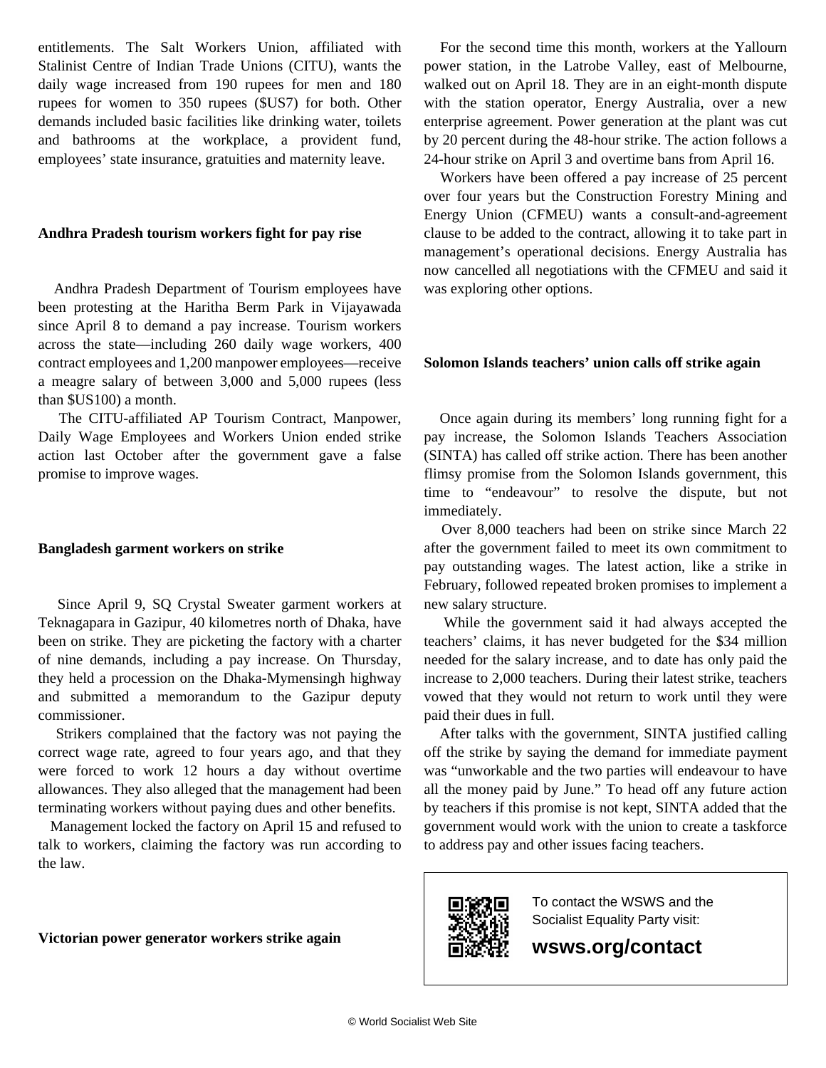entitlements. The Salt Workers Union, affiliated with Stalinist Centre of Indian Trade Unions (CITU), wants the daily wage increased from 190 rupees for men and 180 rupees for women to 350 rupees ($US7) for both. Other demands included basic facilities like drinking water, toilets and bathrooms at the workplace, a provident fund, employees' state insurance, gratuities and maternity leave.

**Andhra Pradesh tourism workers fight for pay rise**

Andhra Pradesh Department of Tourism employees have been protesting at the Haritha Berm Park in Vijayawada since April 8 to demand a pay increase. Tourism workers across the state—including 260 daily wage workers, 400 contract employees and 1,200 manpower employees—receive a meagre salary of between 3,000 and 5,000 rupees (less than $US100) a month.

The CITU-affiliated AP Tourism Contract, Manpower, Daily Wage Employees and Workers Union ended strike action last October after the government gave a false promise to improve wages.

**Bangladesh garment workers on strike**

Since April 9, SQ Crystal Sweater garment workers at Teknagapara in Gazipur, 40 kilometres north of Dhaka, have been on strike. They are picketing the factory with a charter of nine demands, including a pay increase. On Thursday, they held a procession on the Dhaka-Mymensingh highway and submitted a memorandum to the Gazipur deputy commissioner.

Strikers complained that the factory was not paying the correct wage rate, agreed to four years ago, and that they were forced to work 12 hours a day without overtime allowances. They also alleged that the management had been terminating workers without paying dues and other benefits.

Management locked the factory on April 15 and refused to talk to workers, claiming the factory was run according to the law.

**Victorian power generator workers strike again**

For the second time this month, workers at the Yallourn power station, in the Latrobe Valley, east of Melbourne, walked out on April 18. They are in an eight-month dispute with the station operator, Energy Australia, over a new enterprise agreement. Power generation at the plant was cut by 20 percent during the 48-hour strike. The action follows a 24-hour strike on April 3 and overtime bans from April 16.

Workers have been offered a pay increase of 25 percent over four years but the Construction Forestry Mining and Energy Union (CFMEU) wants a consult-and-agreement clause to be added to the contract, allowing it to take part in management's operational decisions. Energy Australia has now cancelled all negotiations with the CFMEU and said it was exploring other options.

**Solomon Islands teachers' union calls off strike again**

Once again during its members' long running fight for a pay increase, the Solomon Islands Teachers Association (SINTA) has called off strike action. There has been another flimsy promise from the Solomon Islands government, this time to "endeavour" to resolve the dispute, but not immediately.

Over 8,000 teachers had been on strike since March 22 after the government failed to meet its own commitment to pay outstanding wages. The latest action, like a strike in February, followed repeated broken promises to implement a new salary structure.

While the government said it had always accepted the teachers' claims, it has never budgeted for the $34 million needed for the salary increase, and to date has only paid the increase to 2,000 teachers. During their latest strike, teachers vowed that they would not return to work until they were paid their dues in full.

After talks with the government, SINTA justified calling off the strike by saying the demand for immediate payment was "unworkable and the two parties will endeavour to have all the money paid by June." To head off any future action by teachers if this promise is not kept, SINTA added that the government would work with the union to create a taskforce to address pay and other issues facing teachers.

To contact the WSWS and the Socialist Equality Party visit:

**wsws.org/contact**